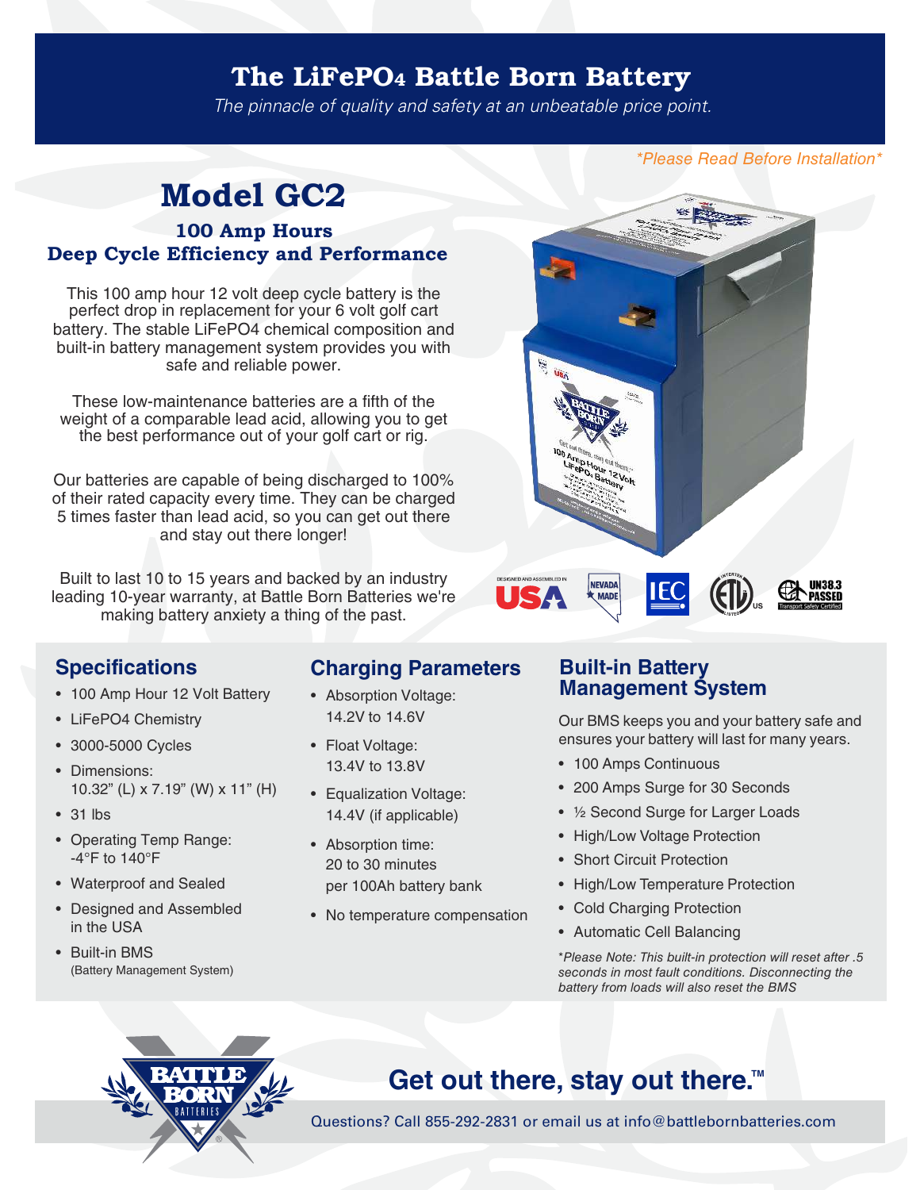# The LiFePO4 Battle Born Battery

*The pinnacle of quality and safety at an unbeatable price point.*

*\*Please Read Before Installation\**

## Model GC2

### 100 Amp Hours
### Deep Cycle Efficiency and Performance

This 100 amp hour 12 volt deep cycle battery is the perfect drop in replacement for your 6 volt golf cart battery. The stable LiFePO4 chemical composition and built-in battery management system provides you with safe and reliable power.

These low-maintenance batteries are a fifth of the weight of a comparable lead acid, allowing you to get the best performance out of your golf cart or rig.

Our batteries are capable of being discharged to 100% of their rated capacity every time. They can be charged 5 times faster than lead acid, so you can get out there and stay out there longer!

Built to last 10 to 15 years and backed by an industry leading 10-year warranty, at Battle Born Batteries we're making battery anxiety a thing of the past.

DESIGNED AND ASSEMBLED IN USA · NEVADA MADE · IEC · ETL US LISTED · UN38.3 PASSED Transport Safety Certified

## Specifications

- 100 Amp Hour 12 Volt Battery
- LiFePO4 Chemistry
- 3000-5000 Cycles
- Dimensions: 10.32" (L) x 7.19" (W) x 11" (H)
- 31 lbs
- Operating Temp Range: -4°F to 140°F
- Waterproof and Sealed
- Designed and Assembled in the USA
- Built-in BMS (Battery Management System)

## Charging Parameters

- Absorption Voltage: 14.2V to 14.6V
- Float Voltage: 13.4V to 13.8V
- Equalization Voltage: 14.4V (if applicable)
- Absorption time: 20 to 30 minutes per 100Ah battery bank
- No temperature compensation

## Built-in Battery Management System

Our BMS keeps you and your battery safe and ensures your battery will last for many years.

- 100 Amps Continuous
- 200 Amps Surge for 30 Seconds
- ½ Second Surge for Larger Loads
- High/Low Voltage Protection
- Short Circuit Protection
- High/Low Temperature Protection
- Cold Charging Protection
- Automatic Cell Balancing

*\*Please Note: This built-in protection will reset after .5 seconds in most fault conditions. Disconnecting the battery from loads will also reset the BMS*

BATTLE BORN BATTERIES®

## Get out there, stay out there.™

Questions? Call 855-292-2831 or email us at info@battlebornbatteries.com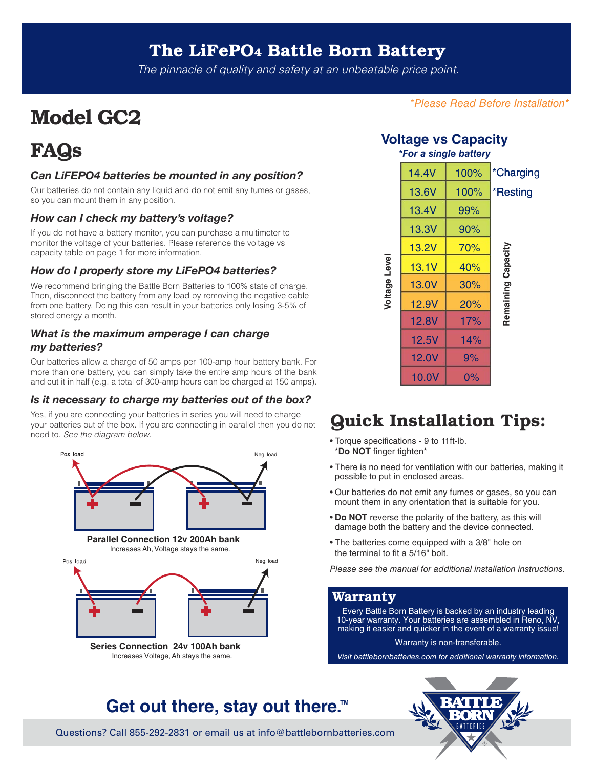# The LiFePO4 Battle Born Battery

*The pinnacle of quality and safety at an unbeatable price point.*

*\*Please Read Before Installation\**

# Model GC2

## FAQs

### *Can LiFEPO4 batteries be mounted in any position?*

Our batteries do not contain any liquid and do not emit any fumes or gases, so you can mount them in any position.

### *How can I check my battery's voltage?*

If you do not have a battery monitor, you can purchase a multimeter to monitor the voltage of your batteries. Please reference the voltage vs capacity table on page 1 for more information.

### *How do I properly store my LiFePO4 batteries?*

We recommend bringing the Battle Born Batteries to 100% state of charge. Then, disconnect the battery from any load by removing the negative cable from one battery. Doing this can result in your batteries only losing 3-5% of stored energy a month.

### *What is the maximum amperage I can charge my batteries?*

Our batteries allow a charge of 50 amps per 100-amp hour battery bank. For more than one battery, you can simply take the entire amp hours of the bank and cut it in half (e.g. a total of 300-amp hours can be charged at 150 amps).

### *Is it necessary to charge my batteries out of the box?*

Yes, if you are connecting your batteries in series you will need to charge your batteries out of the box. If you are connecting in parallel then you do not need to. *See the diagram below.*

Pos. load

Neg. load

**Parallel Connection 12v 200Ah bank**
Increases Ah, Voltage stays the same.

Pos. load

Neg. load

**Series Connection 24v 100Ah bank**
Increases Voltage, Ah stays the same.

## Voltage vs Capacity

***For a single battery***

| Voltage Level | Remaining Capacity | |
|---|---|---|
| 14.4V | 100% | *Charging |
| 13.6V | 100% | *Resting |
| 13.4V | 99% | |
| 13.3V | 90% | |
| 13.2V | 70% | |
| 13.1V | 40% | |
| 13.0V | 30% | |
| 12.9V | 20% | |
| 12.8V | 17% | |
| 12.5V | 14% | |
| 12.0V | 9% | |
| 10.0V | 0% | |

## Quick Installation Tips:

- Torque specifications - 9 to 11ft-lb. *\*Do **NOT** finger tighten\**
- There is no need for ventilation with our batteries, making it possible to put in enclosed areas.
- Our batteries do not emit any fumes or gases, so you can mount them in any orientation that is suitable for you.
- **Do NOT** reverse the polarity of the battery, as this will damage both the battery and the device connected.
- The batteries come equipped with a 3/8" hole on the terminal to fit a 5/16" bolt.

*Please see the manual for additional installation instructions.*

## Warranty

Every Battle Born Battery is backed by an industry leading 10-year warranty. Your batteries are assembled in Reno, NV, making it easier and quicker in the event of a warranty issue!

Warranty is non-transferable.

*Visit battlebornbatteries.com for additional warranty information.*

## Get out there, stay out there.™

Questions? Call 855-292-2831 or email us at info@battlebornbatteries.com

BATTLE BORN BATTERIES